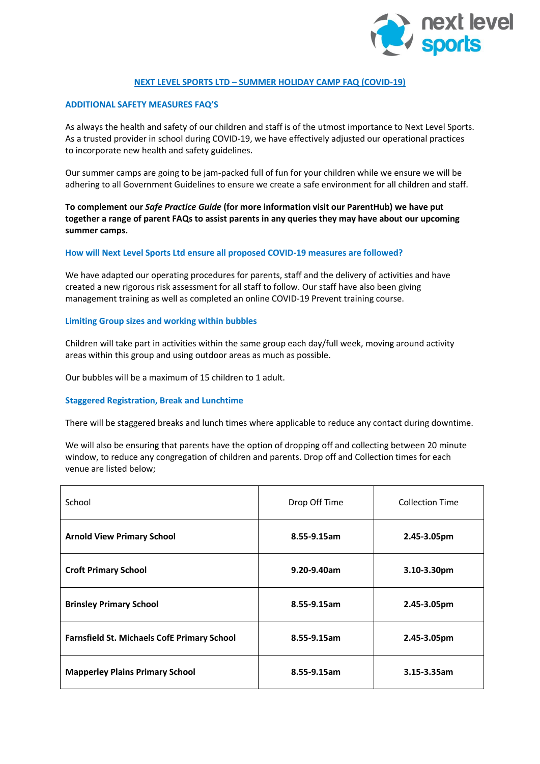# NEXT LEVEL SPORTS LTD – SUMMER HOLIDAY CAMP FAQ (COVID-19)

## ADDITIONAL SAFETY MEASURES FAQ'S

As always the health and safety of our children and staff is of the utmost importance to Next Level Sports. As a trusted provider in school during COVID-19, we have effectively adjusted our operational practices to incorporate new health and safety guidelines.

Our summer camps are going to be jam-packed full of fun for your children while we ensure we will be adhering to all Government Guidelines to ensure we create a safe environment for all children and staff.

**To complement our *Safe Practice Guide* (for more information visit our ParentHub) we have put together a range of parent FAQs to assist parents in any queries they may have about our upcoming summer camps.**

### How will Next Level Sports Ltd ensure all proposed COVID-19 measures are followed?

We have adapted our operating procedures for parents, staff and the delivery of activities and have created a new rigorous risk assessment for all staff to follow. Our staff have also been giving management training as well as completed an online COVID-19 Prevent training course.

### Limiting Group sizes and working within bubbles

Children will take part in activities within the same group each day/full week, moving around activity areas within this group and using outdoor areas as much as possible.

Our bubbles will be a maximum of 15 children to 1 adult.

### Staggered Registration, Break and Lunchtime

There will be staggered breaks and lunch times where applicable to reduce any contact during downtime.

We will also be ensuring that parents have the option of dropping off and collecting between 20 minute window, to reduce any congregation of children and parents. Drop off and Collection times for each venue are listed below;

| School | Drop Off Time | Collection Time |
|---|---|---|
| **Arnold View Primary School** | **8.55-9.15am** | **2.45-3.05pm** |
| **Croft Primary School** | **9.20-9.40am** | **3.10-3.30pm** |
| **Brinsley Primary School** | **8.55-9.15am** | **2.45-3.05pm** |
| **Farnsfield St. Michaels CofE Primary School** | **8.55-9.15am** | **2.45-3.05pm** |
| **Mapperley Plains Primary School** | **8.55-9.15am** | **3.15-3.35am** |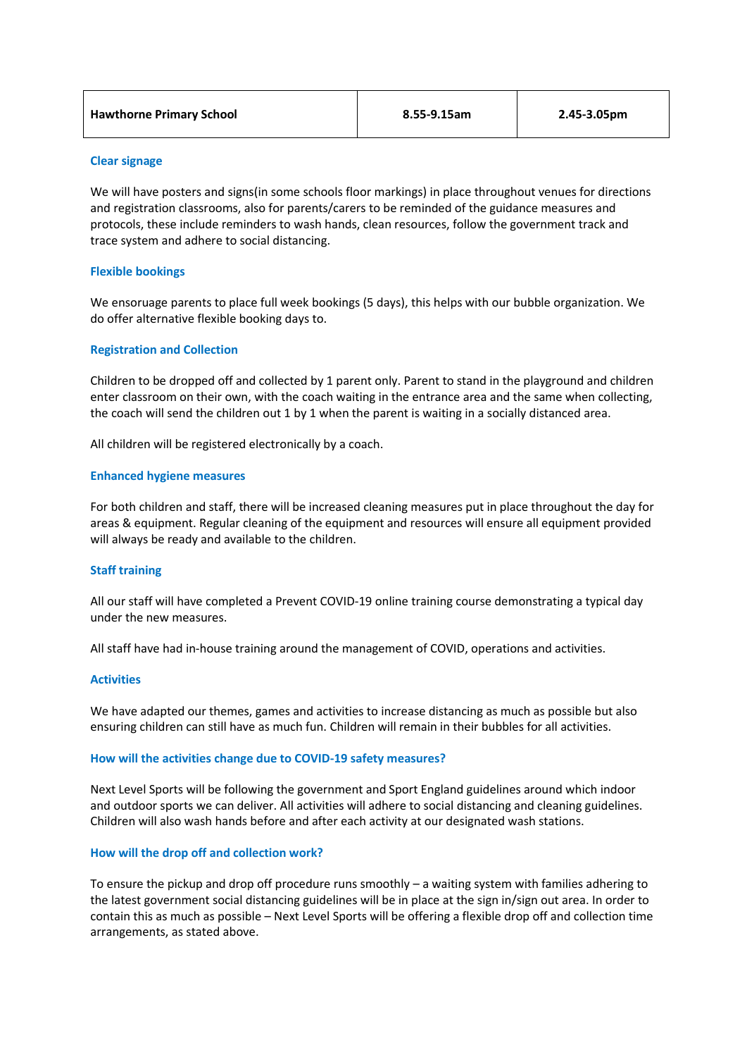| Hawthorne Primary School | 8.55-9.15am | 2.45-3.05pm |
|---|---|---|

### Clear signage

We will have posters and signs(in some schools floor markings) in place throughout venues for directions and registration classrooms, also for parents/carers to be reminded of the guidance measures and protocols, these include reminders to wash hands, clean resources, follow the government track and trace system and adhere to social distancing.

### Flexible bookings

We ensoruage parents to place full week bookings (5 days), this helps with our bubble organization. We do offer alternative flexible booking days to.

### Registration and Collection

Children to be dropped off and collected by 1 parent only. Parent to stand in the playground and children enter classroom on their own, with the coach waiting in the entrance area and the same when collecting, the coach will send the children out 1 by 1 when the parent is waiting in a socially distanced area.

All children will be registered electronically by a coach.

### Enhanced hygiene measures

For both children and staff, there will be increased cleaning measures put in place throughout the day for areas & equipment. Regular cleaning of the equipment and resources will ensure all equipment provided will always be ready and available to the children.

### Staff training

All our staff will have completed a Prevent COVID-19 online training course demonstrating a typical day under the new measures.

All staff have had in-house training around the management of COVID, operations and activities.

### Activities

We have adapted our themes, games and activities to increase distancing as much as possible but also ensuring children can still have as much fun. Children will remain in their bubbles for all activities.

### How will the activities change due to COVID-19 safety measures?

Next Level Sports will be following the government and Sport England guidelines around which indoor and outdoor sports we can deliver. All activities will adhere to social distancing and cleaning guidelines. Children will also wash hands before and after each activity at our designated wash stations.

### How will the drop off and collection work?

To ensure the pickup and drop off procedure runs smoothly – a waiting system with families adhering to the latest government social distancing guidelines will be in place at the sign in/sign out area. In order to contain this as much as possible – Next Level Sports will be offering a flexible drop off and collection time arrangements, as stated above.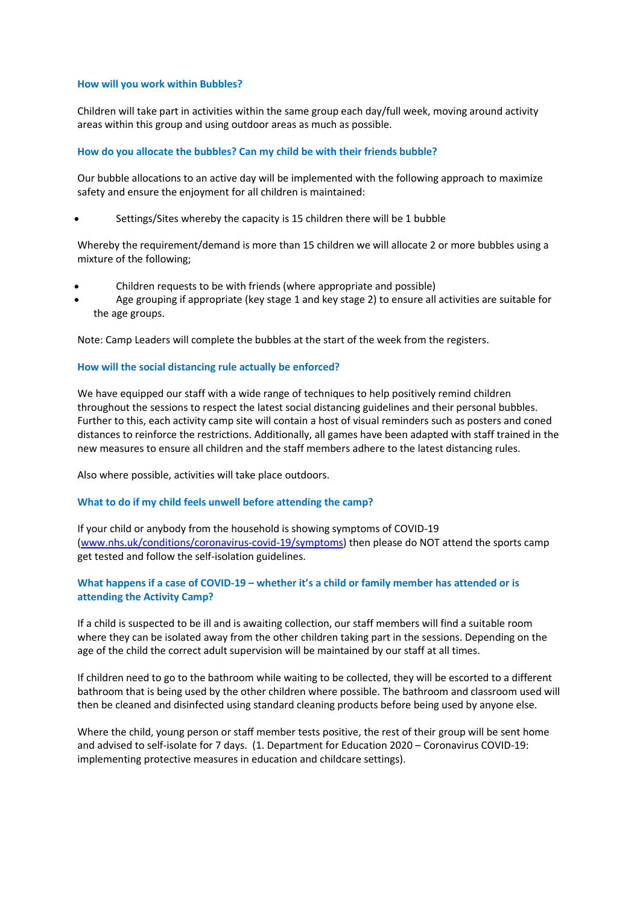### How will you work within Bubbles?

Children will take part in activities within the same group each day/full week, moving around activity areas within this group and using outdoor areas as much as possible.

### How do you allocate the bubbles? Can my child be with their friends bubble?

Our bubble allocations to an active day will be implemented with the following approach to maximize safety and ensure the enjoyment for all children is maintained:

- Settings/Sites whereby the capacity is 15 children there will be 1 bubble

Whereby the requirement/demand is more than 15 children we will allocate 2 or more bubbles using a mixture of the following;

- Children requests to be with friends (where appropriate and possible)
- Age grouping if appropriate (key stage 1 and key stage 2) to ensure all activities are suitable for the age groups.

Note: Camp Leaders will complete the bubbles at the start of the week from the registers.

### How will the social distancing rule actually be enforced?

We have equipped our staff with a wide range of techniques to help positively remind children throughout the sessions to respect the latest social distancing guidelines and their personal bubbles. Further to this, each activity camp site will contain a host of visual reminders such as posters and coned distances to reinforce the restrictions. Additionally, all games have been adapted with staff trained in the new measures to ensure all children and the staff members adhere to the latest distancing rules.

Also where possible, activities will take place outdoors.

### What to do if my child feels unwell before attending the camp?

If your child or anybody from the household is showing symptoms of COVID-19 ([www.nhs.uk/conditions/coronavirus-covid-19/symptoms](www.nhs.uk/conditions/coronavirus-covid-19/symptoms)) then please do NOT attend the sports camp get tested and follow the self-isolation guidelines.

### What happens if a case of COVID-19 – whether it's a child or family member has attended or is attending the Activity Camp?

If a child is suspected to be ill and is awaiting collection, our staff members will find a suitable room where they can be isolated away from the other children taking part in the sessions. Depending on the age of the child the correct adult supervision will be maintained by our staff at all times.

If children need to go to the bathroom while waiting to be collected, they will be escorted to a different bathroom that is being used by the other children where possible. The bathroom and classroom used will then be cleaned and disinfected using standard cleaning products before being used by anyone else.

Where the child, young person or staff member tests positive, the rest of their group will be sent home and advised to self-isolate for 7 days. (1. Department for Education 2020 – Coronavirus COVID-19: implementing protective measures in education and childcare settings).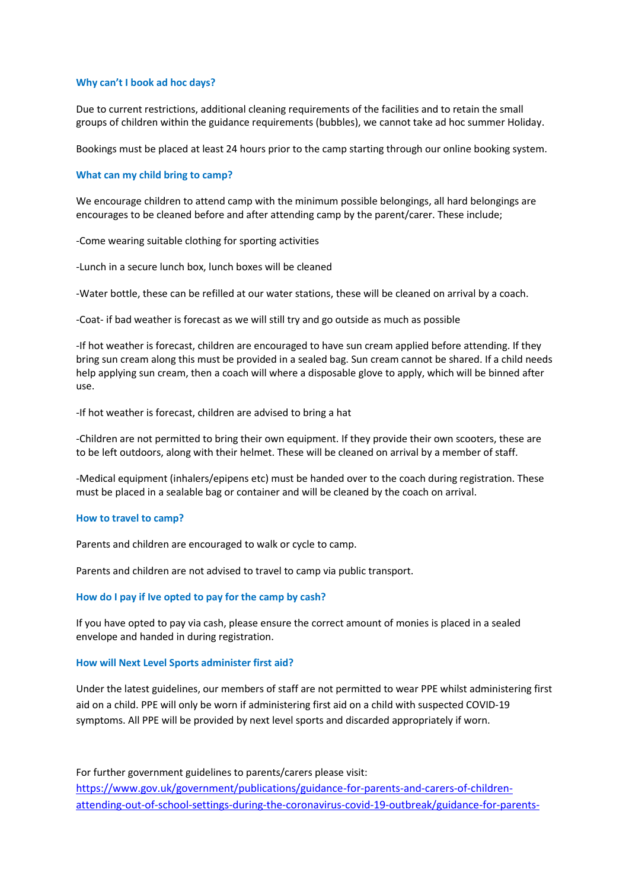### Why can't I book ad hoc days?

Due to current restrictions, additional cleaning requirements of the facilities and to retain the small groups of children within the guidance requirements (bubbles), we cannot take ad hoc summer Holiday.

Bookings must be placed at least 24 hours prior to the camp starting through our online booking system.

### What can my child bring to camp?

We encourage children to attend camp with the minimum possible belongings, all hard belongings are encourages to be cleaned before and after attending camp by the parent/carer. These include;

-Come wearing suitable clothing for sporting activities

-Lunch in a secure lunch box, lunch boxes will be cleaned

-Water bottle, these can be refilled at our water stations, these will be cleaned on arrival by a coach.

-Coat- if bad weather is forecast as we will still try and go outside as much as possible

-If hot weather is forecast, children are encouraged to have sun cream applied before attending. If they bring sun cream along this must be provided in a sealed bag. Sun cream cannot be shared. If a child needs help applying sun cream, then a coach will where a disposable glove to apply, which will be binned after use.

-If hot weather is forecast, children are advised to bring a hat

-Children are not permitted to bring their own equipment. If they provide their own scooters, these are to be left outdoors, along with their helmet. These will be cleaned on arrival by a member of staff.

-Medical equipment (inhalers/epipens etc) must be handed over to the coach during registration. These must be placed in a sealable bag or container and will be cleaned by the coach on arrival.

### How to travel to camp?

Parents and children are encouraged to walk or cycle to camp.

Parents and children are not advised to travel to camp via public transport.

### How do I pay if Ive opted to pay for the camp by cash?

If you have opted to pay via cash, please ensure the correct amount of monies is placed in a sealed envelope and handed in during registration.

### How will Next Level Sports administer first aid?

Under the latest guidelines, our members of staff are not permitted to wear PPE whilst administering first aid on a child. PPE will only be worn if administering first aid on a child with suspected COVID-19 symptoms. All PPE will be provided by next level sports and discarded appropriately if worn.

For further government guidelines to parents/carers please visit:
https://www.gov.uk/government/publications/guidance-for-parents-and-carers-of-children-attending-out-of-school-settings-during-the-coronavirus-covid-19-outbreak/guidance-for-parents-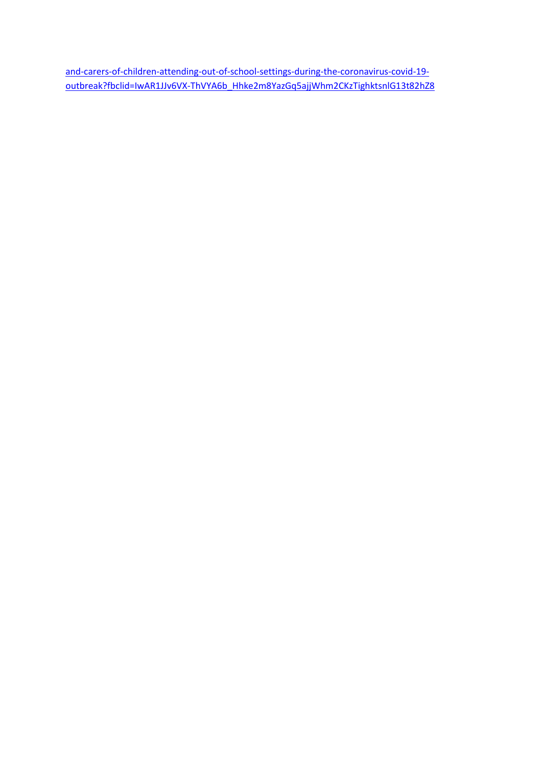and-carers-of-children-attending-out-of-school-settings-during-the-coronavirus-covid-19-outbreak?fbclid=IwAR1JJv6VX-ThVYA6b_Hhke2m8YazGq5ajjWhm2CKzTighktsnlG13t82hZ8